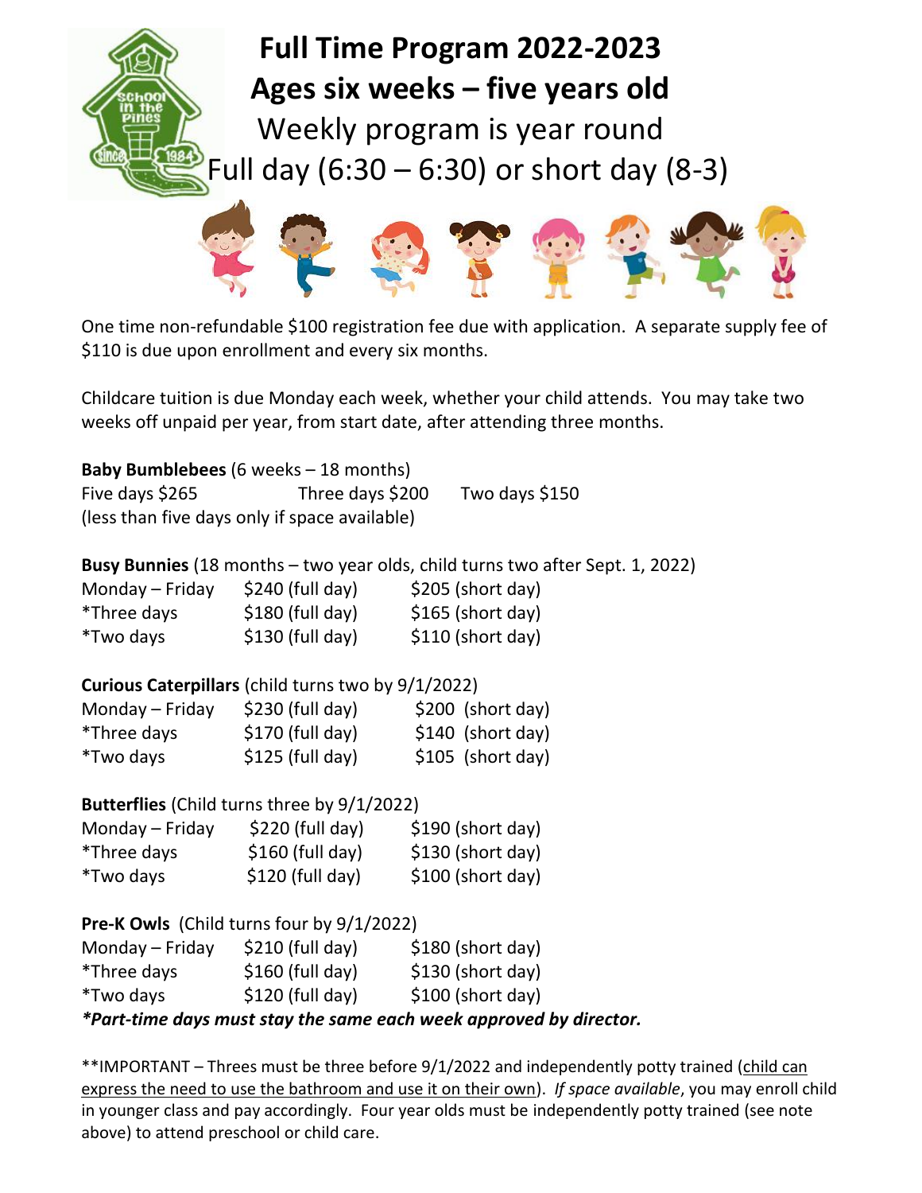# Full Time Program 2022-2023

## Ages six weeks – five years old

Weekly program is year round

Full day (6:30 – 6:30) or short day (8-3)

One time non-refundable $100 registration fee due with application. A separate supply fee of $110 is due upon enrollment and every six months.

Childcare tuition is due Monday each week, whether your child attends. You may take two weeks off unpaid per year, from start date, after attending three months.

**Baby Bumblebees** (6 weeks – 18 months)

Five days $265 Three days $200 Two days $150

(less than five days only if space available)

**Busy Bunnies** (18 months – two year olds, child turns two after Sept. 1, 2022)

| | | |
|---|---|---|
| Monday – Friday | $240 (full day) | $205 (short day) |
| *Three days | $180 (full day) | $165 (short day) |
| *Two days | $130 (full day) | $110 (short day) |

**Curious Caterpillars** (child turns two by 9/1/2022)

| | | |
|---|---|---|
| Monday – Friday | $230 (full day) | $200 (short day) |
| *Three days | $170 (full day) | $140 (short day) |
| *Two days | $125 (full day) | $105 (short day) |

**Butterflies** (Child turns three by 9/1/2022)

| | | |
|---|---|---|
| Monday – Friday | $220 (full day) | $190 (short day) |
| *Three days | $160 (full day) | $130 (short day) |
| *Two days | $120 (full day) | $100 (short day) |

**Pre-K Owls** (Child turns four by 9/1/2022)

| | | |
|---|---|---|
| Monday – Friday | $210 (full day) | $180 (short day) |
| *Three days | $160 (full day) | $130 (short day) |
| *Two days | $120 (full day) | $100 (short day) |

***Part-time days must stay the same each week approved by director.***

**IMPORTANT – Threes must be three before 9/1/2022 and independently potty trained (child can express the need to use the bathroom and use it on their own). *If space available*, you may enroll child in younger class and pay accordingly. Four year olds must be independently potty trained (see note above) to attend preschool or child care.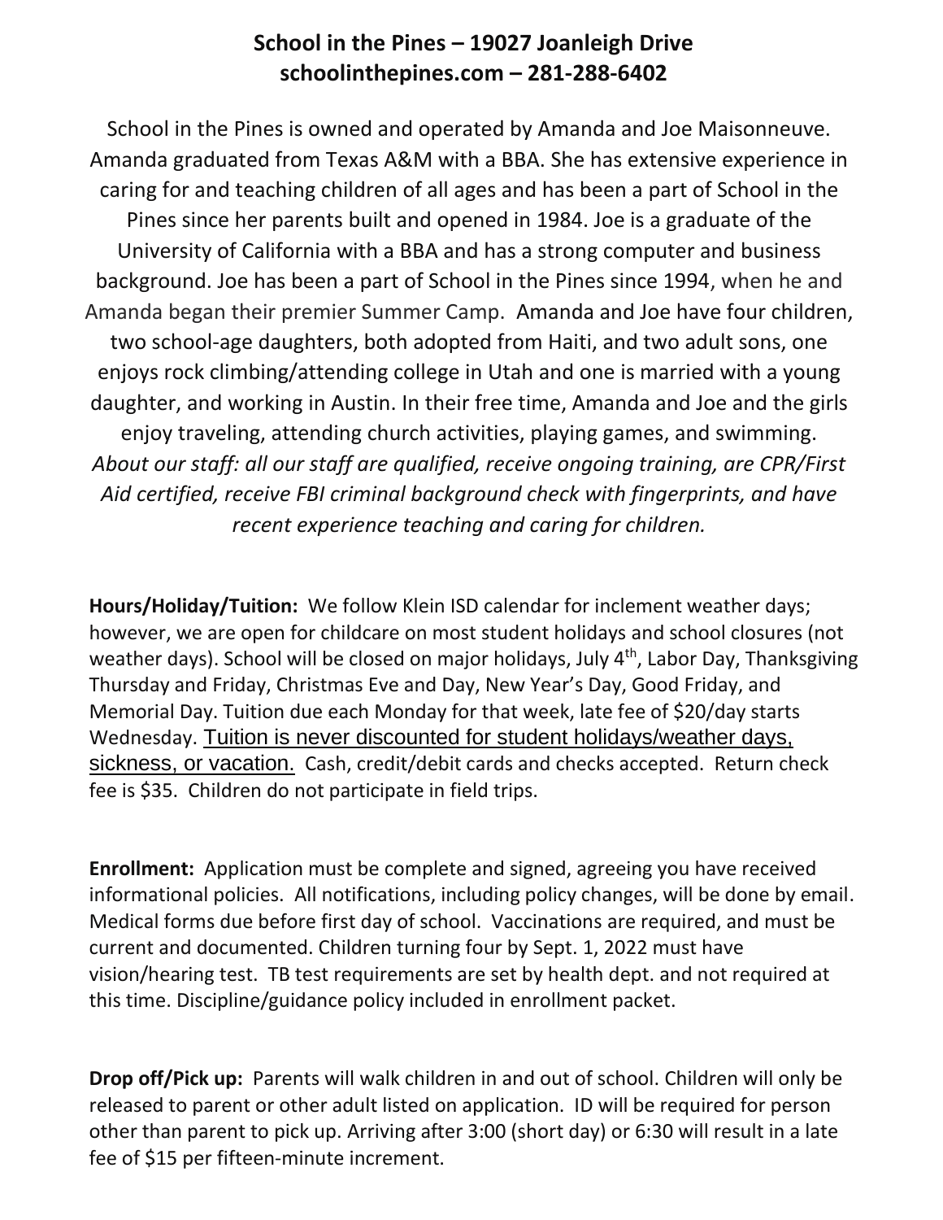# School in the Pines – 19027 Joanleigh Drive
## schoolinthepines.com – 281-288-6402

School in the Pines is owned and operated by Amanda and Joe Maisonneuve. Amanda graduated from Texas A&M with a BBA. She has extensive experience in caring for and teaching children of all ages and has been a part of School in the Pines since her parents built and opened in 1984. Joe is a graduate of the University of California with a BBA and has a strong computer and business background. Joe has been a part of School in the Pines since 1994, when he and Amanda began their premier Summer Camp. Amanda and Joe have four children, two school-age daughters, both adopted from Haiti, and two adult sons, one enjoys rock climbing/attending college in Utah and one is married with a young daughter, and working in Austin. In their free time, Amanda and Joe and the girls enjoy traveling, attending church activities, playing games, and swimming.

*About our staff: all our staff are qualified, receive ongoing training, are CPR/First Aid certified, receive FBI criminal background check with fingerprints, and have recent experience teaching and caring for children.*

**Hours/Holiday/Tuition:** We follow Klein ISD calendar for inclement weather days; however, we are open for childcare on most student holidays and school closures (not weather days). School will be closed on major holidays, July 4th, Labor Day, Thanksgiving Thursday and Friday, Christmas Eve and Day, New Year's Day, Good Friday, and Memorial Day. Tuition due each Monday for that week, late fee of $20/day starts Wednesday. <u>Tuition is never discounted for student holidays/weather days, sickness, or vacation.</u> Cash, credit/debit cards and checks accepted. Return check fee is $35. Children do not participate in field trips.

**Enrollment:** Application must be complete and signed, agreeing you have received informational policies. All notifications, including policy changes, will be done by email. Medical forms due before first day of school. Vaccinations are required, and must be current and documented. Children turning four by Sept. 1, 2022 must have vision/hearing test. TB test requirements are set by health dept. and not required at this time. Discipline/guidance policy included in enrollment packet.

**Drop off/Pick up:** Parents will walk children in and out of school. Children will only be released to parent or other adult listed on application. ID will be required for person other than parent to pick up. Arriving after 3:00 (short day) or 6:30 will result in a late fee of $15 per fifteen-minute increment.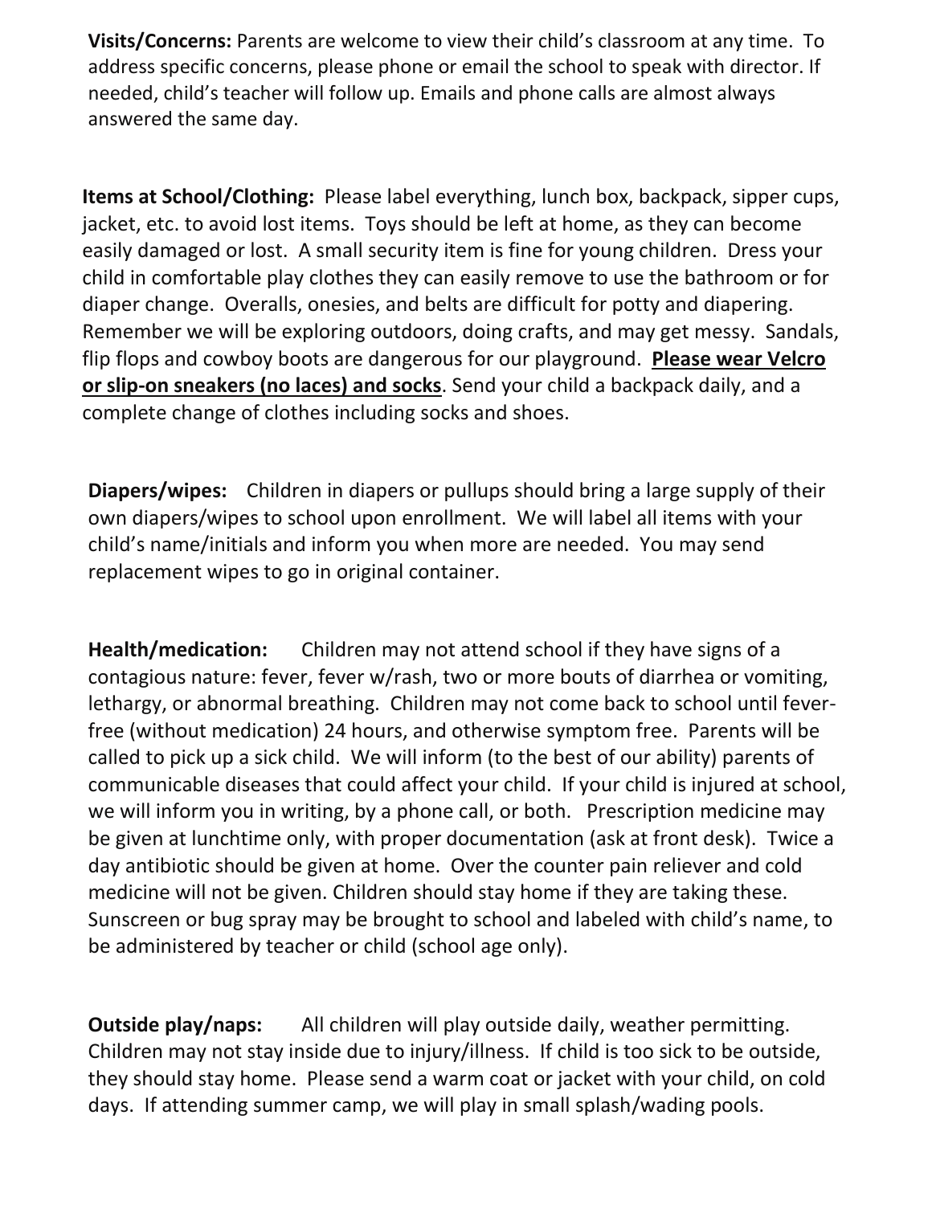**Visits/Concerns:** Parents are welcome to view their child's classroom at any time. To address specific concerns, please phone or email the school to speak with director. If needed, child's teacher will follow up. Emails and phone calls are almost always answered the same day.

**Items at School/Clothing:** Please label everything, lunch box, backpack, sipper cups, jacket, etc. to avoid lost items. Toys should be left at home, as they can become easily damaged or lost. A small security item is fine for young children. Dress your child in comfortable play clothes they can easily remove to use the bathroom or for diaper change. Overalls, onesies, and belts are difficult for potty and diapering. Remember we will be exploring outdoors, doing crafts, and may get messy. Sandals, flip flops and cowboy boots are dangerous for our playground. **Please wear Velcro or slip-on sneakers (no laces) and socks**. Send your child a backpack daily, and a complete change of clothes including socks and shoes.

**Diapers/wipes:** Children in diapers or pullups should bring a large supply of their own diapers/wipes to school upon enrollment. We will label all items with your child's name/initials and inform you when more are needed. You may send replacement wipes to go in original container.

**Health/medication:** Children may not attend school if they have signs of a contagious nature: fever, fever w/rash, two or more bouts of diarrhea or vomiting, lethargy, or abnormal breathing. Children may not come back to school until fever-free (without medication) 24 hours, and otherwise symptom free. Parents will be called to pick up a sick child. We will inform (to the best of our ability) parents of communicable diseases that could affect your child. If your child is injured at school, we will inform you in writing, by a phone call, or both. Prescription medicine may be given at lunchtime only, with proper documentation (ask at front desk). Twice a day antibiotic should be given at home. Over the counter pain reliever and cold medicine will not be given. Children should stay home if they are taking these. Sunscreen or bug spray may be brought to school and labeled with child's name, to be administered by teacher or child (school age only).

**Outside play/naps:** All children will play outside daily, weather permitting. Children may not stay inside due to injury/illness. If child is too sick to be outside, they should stay home. Please send a warm coat or jacket with your child, on cold days. If attending summer camp, we will play in small splash/wading pools.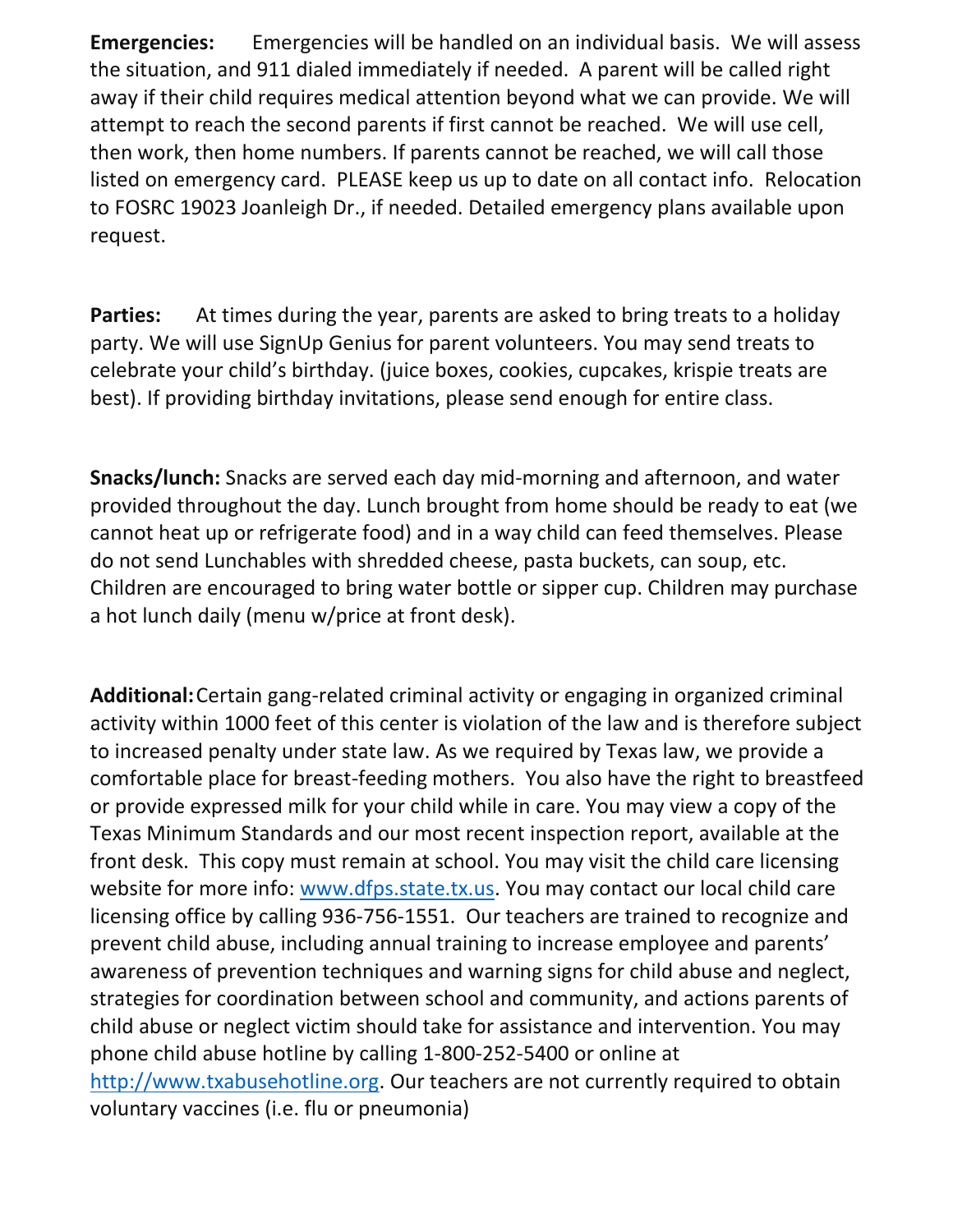**Emergencies:** Emergencies will be handled on an individual basis. We will assess the situation, and 911 dialed immediately if needed. A parent will be called right away if their child requires medical attention beyond what we can provide. We will attempt to reach the second parents if first cannot be reached. We will use cell, then work, then home numbers. If parents cannot be reached, we will call those listed on emergency card. PLEASE keep us up to date on all contact info. Relocation to FOSRC 19023 Joanleigh Dr., if needed. Detailed emergency plans available upon request.

**Parties:** At times during the year, parents are asked to bring treats to a holiday party. We will use SignUp Genius for parent volunteers. You may send treats to celebrate your child's birthday. (juice boxes, cookies, cupcakes, krispie treats are best). If providing birthday invitations, please send enough for entire class.

**Snacks/lunch:** Snacks are served each day mid-morning and afternoon, and water provided throughout the day. Lunch brought from home should be ready to eat (we cannot heat up or refrigerate food) and in a way child can feed themselves. Please do not send Lunchables with shredded cheese, pasta buckets, can soup, etc. Children are encouraged to bring water bottle or sipper cup. Children may purchase a hot lunch daily (menu w/price at front desk).

**Additional:** Certain gang-related criminal activity or engaging in organized criminal activity within 1000 feet of this center is violation of the law and is therefore subject to increased penalty under state law. As we required by Texas law, we provide a comfortable place for breast-feeding mothers. You also have the right to breastfeed or provide expressed milk for your child while in care. You may view a copy of the Texas Minimum Standards and our most recent inspection report, available at the front desk. This copy must remain at school. You may visit the child care licensing website for more info: [www.dfps.state.tx.us](http://www.dfps.state.tx.us). You may contact our local child care licensing office by calling 936-756-1551. Our teachers are trained to recognize and prevent child abuse, including annual training to increase employee and parents' awareness of prevention techniques and warning signs for child abuse and neglect, strategies for coordination between school and community, and actions parents of child abuse or neglect victim should take for assistance and intervention. You may phone child abuse hotline by calling 1-800-252-5400 or online at [http://www.txabusehotline.org](http://www.txabusehotline.org). Our teachers are not currently required to obtain voluntary vaccines (i.e. flu or pneumonia)